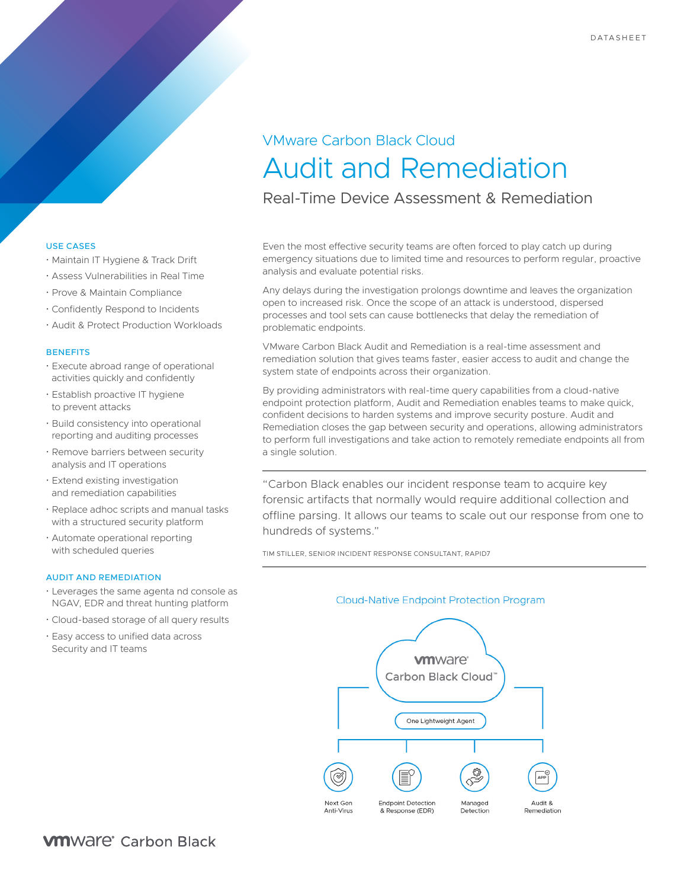DATASHEET

VMware Carbon Black Cloud

# Audit and Remediation

## Real-Time Device Assessment & Remediation

### USE CASES

- Maintain IT Hygiene & Track Drift
- Assess Vulnerabilities in Real Time
- Prove & Maintain Compliance
- Confidently Respond to Incidents
- Audit & Protect Production Workloads

### BENEFITS

- Execute abroad range of operational activities quickly and confidently
- Establish proactive IT hygiene to prevent attacks
- Build consistency into operational reporting and auditing processes
- Remove barriers between security analysis and IT operations
- Extend existing investigation and remediation capabilities
- Replace adhoc scripts and manual tasks with a structured security platform
- Automate operational reporting with scheduled queries

### AUDIT AND REMEDIATION

- Leverages the same agenta nd console as NGAV, EDR and threat hunting platform
- Cloud-based storage of all query results
- Easy access to unified data across Security and IT teams

Even the most effective security teams are often forced to play catch up during emergency situations due to limited time and resources to perform regular, proactive analysis and evaluate potential risks.

Any delays during the investigation prolongs downtime and leaves the organization open to increased risk. Once the scope of an attack is understood, dispersed processes and tool sets can cause bottlenecks that delay the remediation of problematic endpoints.

VMware Carbon Black Audit and Remediation is a real-time assessment and remediation solution that gives teams faster, easier access to audit and change the system state of endpoints across their organization.

By providing administrators with real-time query capabilities from a cloud-native endpoint protection platform, Audit and Remediation enables teams to make quick, confident decisions to harden systems and improve security posture. Audit and Remediation closes the gap between security and operations, allowing administrators to perform full investigations and take action to remotely remediate endpoints all from a single solution.

> "Carbon Black enables our incident response team to acquire key forensic artifacts that normally would require additional collection and offline parsing. It allows our teams to scale out our response from one to hundreds of systems."
>
> TIM STILLER, SENIOR INCIDENT RESPONSE CONSULTANT, RAPID7

Cloud-Native Endpoint Protection Program

vmware Carbon Black Cloud™

One Lightweight Agent

Next Gen Anti-Virus | Endpoint Detection & Response (EDR) | Managed Detection | Audit & Remediation

vmware Carbon Black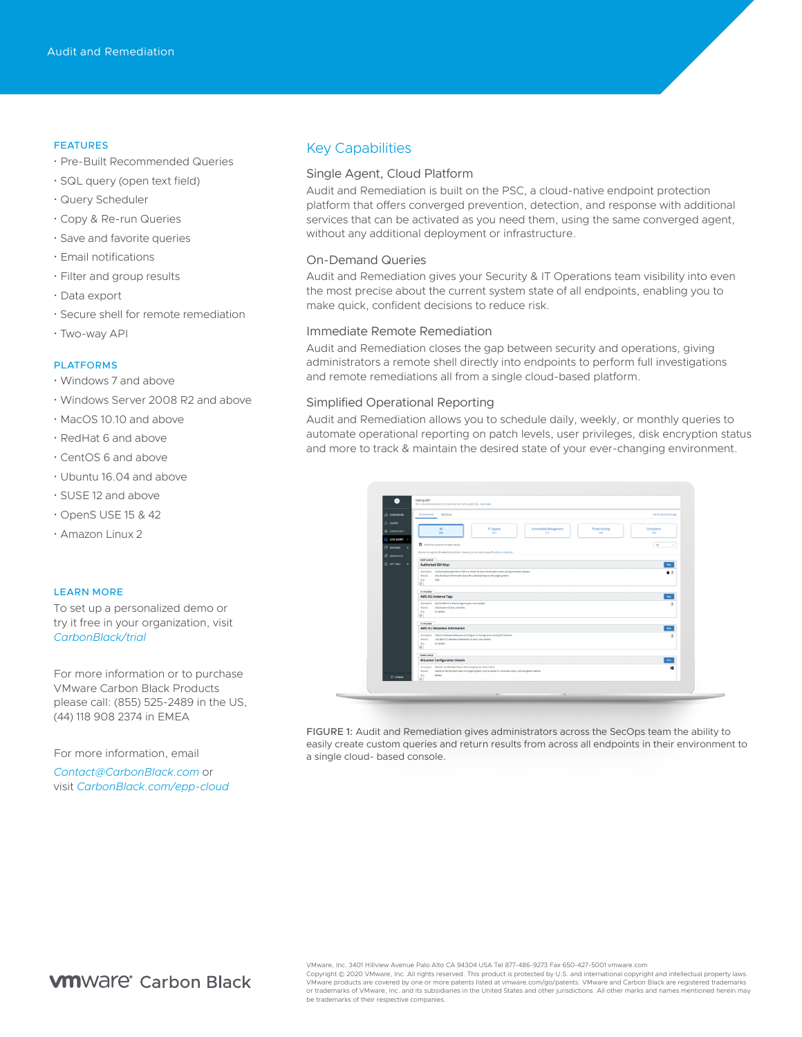Audit and Remediation

## FEATURES

- Pre-Built Recommended Queries
- SQL query (open text field)
- Query Scheduler
- Copy & Re-run Queries
- Save and favorite queries
- Email notifications
- Filter and group results
- Data export
- Secure shell for remote remediation
- Two-way API

## PLATFORMS

- Windows 7 and above
- Windows Server 2008 R2 and above
- MacOS 10.10 and above
- RedHat 6 and above
- CentOS 6 and above
- Ubuntu 16.04 and above
- SUSE 12 and above
- OpenS USE 15 & 42
- Amazon Linux 2

## LEARN MORE

To set up a personalized demo or try it free in your organization, visit *CarbonBlack/trial*

For more information or to purchase VMware Carbon Black Products please call: (855) 525-2489 in the US, (44) 118 908 2374 in EMEA

For more information, email *Contact@CarbonBlack.com* or visit *CarbonBlack.com/epp-cloud*

# Key Capabilities

### Single Agent, Cloud Platform

Audit and Remediation is built on the PSC, a cloud-native endpoint protection platform that offers converged prevention, detection, and response with additional services that can be activated as you need them, using the same converged agent, without any additional deployment or infrastructure.

### On-Demand Queries

Audit and Remediation gives your Security & IT Operations team visibility into even the most precise about the current system state of all endpoints, enabling you to make quick, confident decisions to reduce risk.

### Immediate Remote Remediation

Audit and Remediation closes the gap between security and operations, giving administrators a remote shell directly into endpoints to perform full investigations and remote remediations all from a single cloud-based platform.

### Simplified Operational Reporting

Audit and Remediation allows you to schedule daily, weekly, or monthly queries to automate operational reporting on patch levels, user privileges, disk encryption status and more to track & maintain the desired state of your ever-changing environment.

FIGURE 1: Audit and Remediation gives administrators across the SecOps team the ability to easily create custom queries and return results from across all endpoints in their environment to a single cloud- based console.

vmware Carbon Black

VMware, Inc. 3401 Hillview Avenue Palo Alto CA 94304 USA Tel 877-486-9273 Fax 650-427-5001 vmware.com
Copyright © 2020 VMware, Inc. All rights reserved. This product is protected by U.S. and international copyright and intellectual property laws. VMware products are covered by one or more patents listed at vmware.com/go/patents. VMware and Carbon Black are registered trademarks or trademarks of VMware, Inc. and its subsidiaries in the United States and other jurisdictions. All other marks and names mentioned herein may be trademarks of their respective companies.